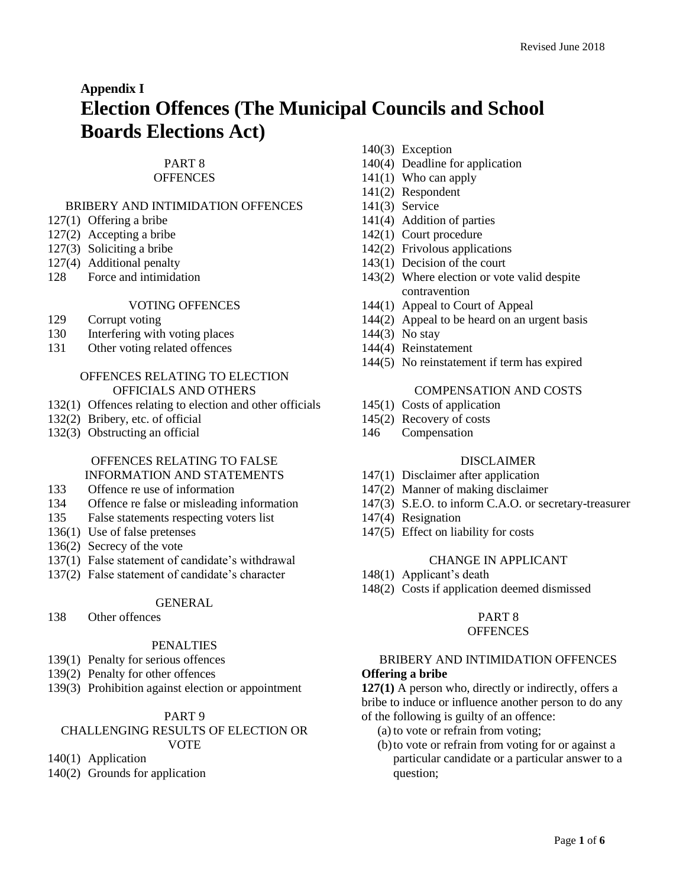**Appendix I**

# Election Offences (The Municipal Councils and School Boards Elections Act)

PART 8
OFFENCES

BRIBERY AND INTIMIDATION OFFENCES

127(1) Offering a bribe
127(2) Accepting a bribe
127(3) Soliciting a bribe
127(4) Additional penalty
128 Force and intimidation

VOTING OFFENCES

129 Corrupt voting
130 Interfering with voting places
131 Other voting related offences

OFFENCES RELATING TO ELECTION OFFICIALS AND OTHERS

132(1) Offences relating to election and other officials
132(2) Bribery, etc. of official
132(3) Obstructing an official

OFFENCES RELATING TO FALSE INFORMATION AND STATEMENTS

133 Offence re use of information
134 Offence re false or misleading information
135 False statements respecting voters list
136(1) Use of false pretenses
136(2) Secrecy of the vote
137(1) False statement of candidate's withdrawal
137(2) False statement of candidate's character

GENERAL

138 Other offences

PENALTIES

139(1) Penalty for serious offences
139(2) Penalty for other offences
139(3) Prohibition against election or appointment

PART 9
CHALLENGING RESULTS OF ELECTION OR VOTE

140(1) Application
140(2) Grounds for application
140(3) Exception
140(4) Deadline for application
141(1) Who can apply
141(2) Respondent
141(3) Service
141(4) Addition of parties
142(1) Court procedure
142(2) Frivolous applications
143(1) Decision of the court
143(2) Where election or vote valid despite contravention
144(1) Appeal to Court of Appeal
144(2) Appeal to be heard on an urgent basis
144(3) No stay
144(4) Reinstatement
144(5) No reinstatement if term has expired

COMPENSATION AND COSTS

145(1) Costs of application
145(2) Recovery of costs
146 Compensation

DISCLAIMER

147(1) Disclaimer after application
147(2) Manner of making disclaimer
147(3) S.E.O. to inform C.A.O. or secretary-treasurer
147(4) Resignation
147(5) Effect on liability for costs

CHANGE IN APPLICANT

148(1) Applicant's death
148(2) Costs if application deemed dismissed

PART 8
OFFENCES

BRIBERY AND INTIMIDATION OFFENCES

**Offering a bribe**

**127(1)** A person who, directly or indirectly, offers a bribe to induce or influence another person to do any of the following is guilty of an offence:

(a) to vote or refrain from voting;
(b) to vote or refrain from voting for or against a particular candidate or a particular answer to a question;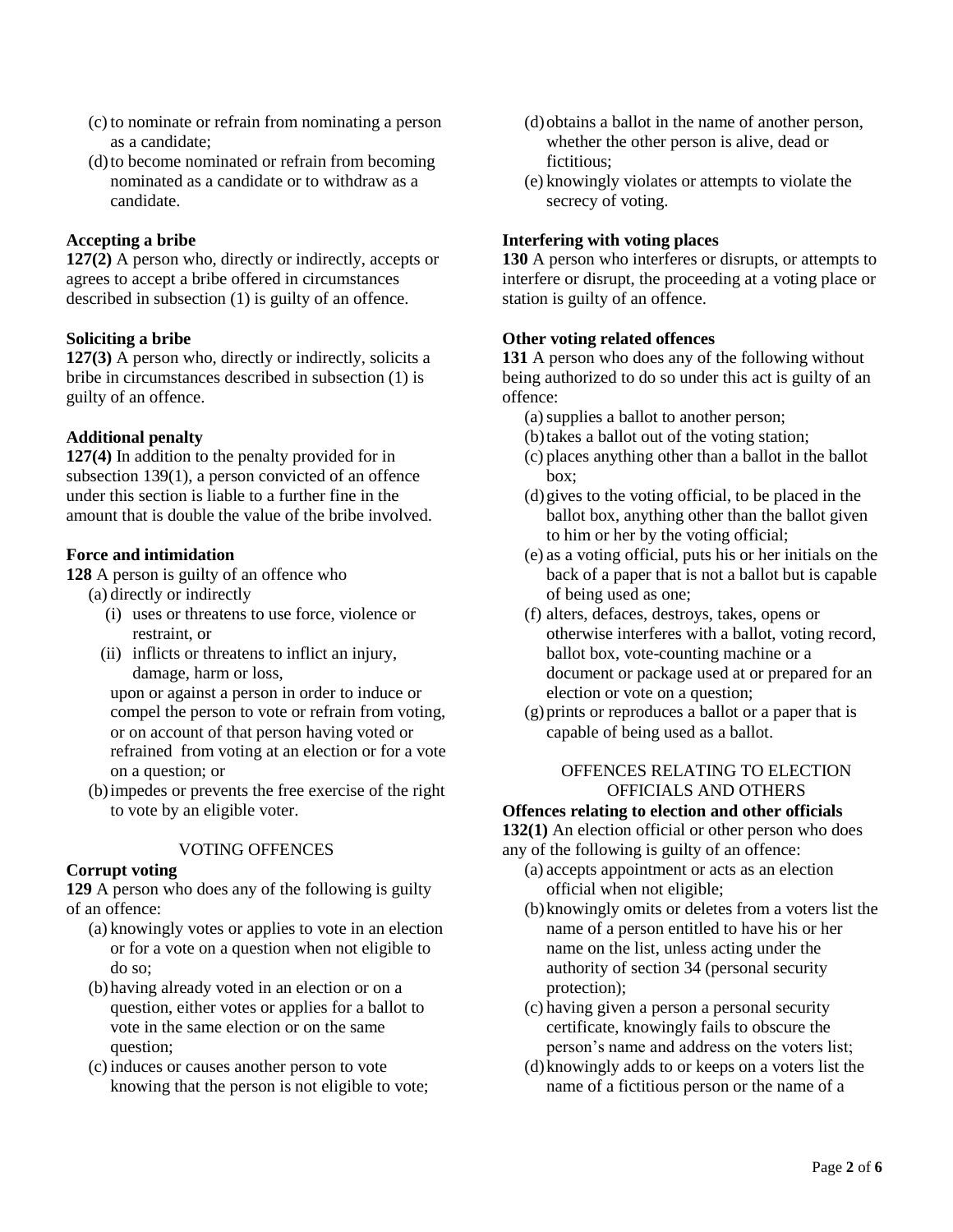(c) to nominate or refrain from nominating a person as a candidate;

(d) to become nominated or refrain from becoming nominated as a candidate or to withdraw as a candidate.

**Accepting a bribe**

**127(2)** A person who, directly or indirectly, accepts or agrees to accept a bribe offered in circumstances described in subsection (1) is guilty of an offence.

**Soliciting a bribe**

**127(3)** A person who, directly or indirectly, solicits a bribe in circumstances described in subsection (1) is guilty of an offence.

**Additional penalty**

**127(4)** In addition to the penalty provided for in subsection 139(1), a person convicted of an offence under this section is liable to a further fine in the amount that is double the value of the bribe involved.

**Force and intimidation**

**128** A person is guilty of an offence who

(a) directly or indirectly

  (i) uses or threatens to use force, violence or restraint, or

  (ii) inflicts or threatens to inflict an injury, damage, harm or loss,

  upon or against a person in order to induce or compel the person to vote or refrain from voting, or on account of that person having voted or refrained from voting at an election or for a vote on a question; or

(b) impedes or prevents the free exercise of the right to vote by an eligible voter.

VOTING OFFENCES

**Corrupt voting**

**129** A person who does any of the following is guilty of an offence:

(a) knowingly votes or applies to vote in an election or for a vote on a question when not eligible to do so;

(b) having already voted in an election or on a question, either votes or applies for a ballot to vote in the same election or on the same question;

(c) induces or causes another person to vote knowing that the person is not eligible to vote;

(d) obtains a ballot in the name of another person, whether the other person is alive, dead or fictitious;

(e) knowingly violates or attempts to violate the secrecy of voting.

**Interfering with voting places**

**130** A person who interferes or disrupts, or attempts to interfere or disrupt, the proceeding at a voting place or station is guilty of an offence.

**Other voting related offences**

**131** A person who does any of the following without being authorized to do so under this act is guilty of an offence:

(a) supplies a ballot to another person;

(b) takes a ballot out of the voting station;

(c) places anything other than a ballot in the ballot box;

(d) gives to the voting official, to be placed in the ballot box, anything other than the ballot given to him or her by the voting official;

(e) as a voting official, puts his or her initials on the back of a paper that is not a ballot but is capable of being used as one;

(f) alters, defaces, destroys, takes, opens or otherwise interferes with a ballot, voting record, ballot box, vote-counting machine or a document or package used at or prepared for an election or vote on a question;

(g) prints or reproduces a ballot or a paper that is capable of being used as a ballot.

OFFENCES RELATING TO ELECTION OFFICIALS AND OTHERS

**Offences relating to election and other officials**

**132(1)** An election official or other person who does any of the following is guilty of an offence:

(a) accepts appointment or acts as an election official when not eligible;

(b) knowingly omits or deletes from a voters list the name of a person entitled to have his or her name on the list, unless acting under the authority of section 34 (personal security protection);

(c) having given a person a personal security certificate, knowingly fails to obscure the person's name and address on the voters list;

(d) knowingly adds to or keeps on a voters list the name of a fictitious person or the name of a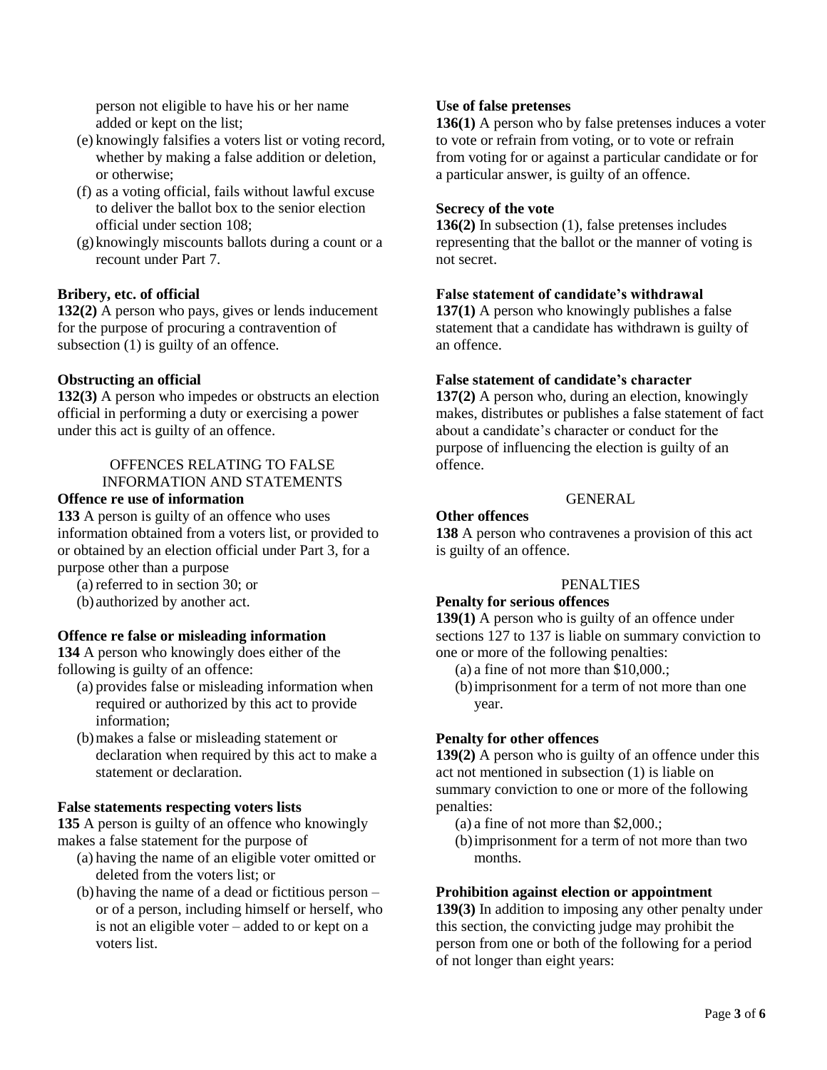person not eligible to have his or her name added or kept on the list;

(e) knowingly falsifies a voters list or voting record, whether by making a false addition or deletion, or otherwise;

(f) as a voting official, fails without lawful excuse to deliver the ballot box to the senior election official under section 108;

(g) knowingly miscounts ballots during a count or a recount under Part 7.

**Bribery, etc. of official**

**132(2)** A person who pays, gives or lends inducement for the purpose of procuring a contravention of subsection (1) is guilty of an offence.

**Obstructing an official**

**132(3)** A person who impedes or obstructs an election official in performing a duty or exercising a power under this act is guilty of an offence.

OFFENCES RELATING TO FALSE INFORMATION AND STATEMENTS

**Offence re use of information**

**133** A person is guilty of an offence who uses information obtained from a voters list, or provided to or obtained by an election official under Part 3, for a purpose other than a purpose

(a) referred to in section 30; or

(b) authorized by another act.

**Offence re false or misleading information**

**134** A person who knowingly does either of the following is guilty of an offence:

(a) provides false or misleading information when required or authorized by this act to provide information;

(b) makes a false or misleading statement or declaration when required by this act to make a statement or declaration.

**False statements respecting voters lists**

**135** A person is guilty of an offence who knowingly makes a false statement for the purpose of

(a) having the name of an eligible voter omitted or deleted from the voters list; or

(b) having the name of a dead or fictitious person – or of a person, including himself or herself, who is not an eligible voter – added to or kept on a voters list.

**Use of false pretenses**

**136(1)** A person who by false pretenses induces a voter to vote or refrain from voting, or to vote or refrain from voting for or against a particular candidate or for a particular answer, is guilty of an offence.

**Secrecy of the vote**

**136(2)** In subsection (1), false pretenses includes representing that the ballot or the manner of voting is not secret.

**False statement of candidate's withdrawal**

**137(1)** A person who knowingly publishes a false statement that a candidate has withdrawn is guilty of an offence.

**False statement of candidate's character**

**137(2)** A person who, during an election, knowingly makes, distributes or publishes a false statement of fact about a candidate's character or conduct for the purpose of influencing the election is guilty of an offence.

GENERAL

**Other offences**

**138** A person who contravenes a provision of this act is guilty of an offence.

PENALTIES

**Penalty for serious offences**

**139(1)** A person who is guilty of an offence under sections 127 to 137 is liable on summary conviction to one or more of the following penalties:

(a) a fine of not more than $10,000.;

(b) imprisonment for a term of not more than one year.

**Penalty for other offences**

**139(2)** A person who is guilty of an offence under this act not mentioned in subsection (1) is liable on summary conviction to one or more of the following penalties:

(a) a fine of not more than $2,000.;

(b) imprisonment for a term of not more than two months.

**Prohibition against election or appointment**

**139(3)** In addition to imposing any other penalty under this section, the convicting judge may prohibit the person from one or both of the following for a period of not longer than eight years: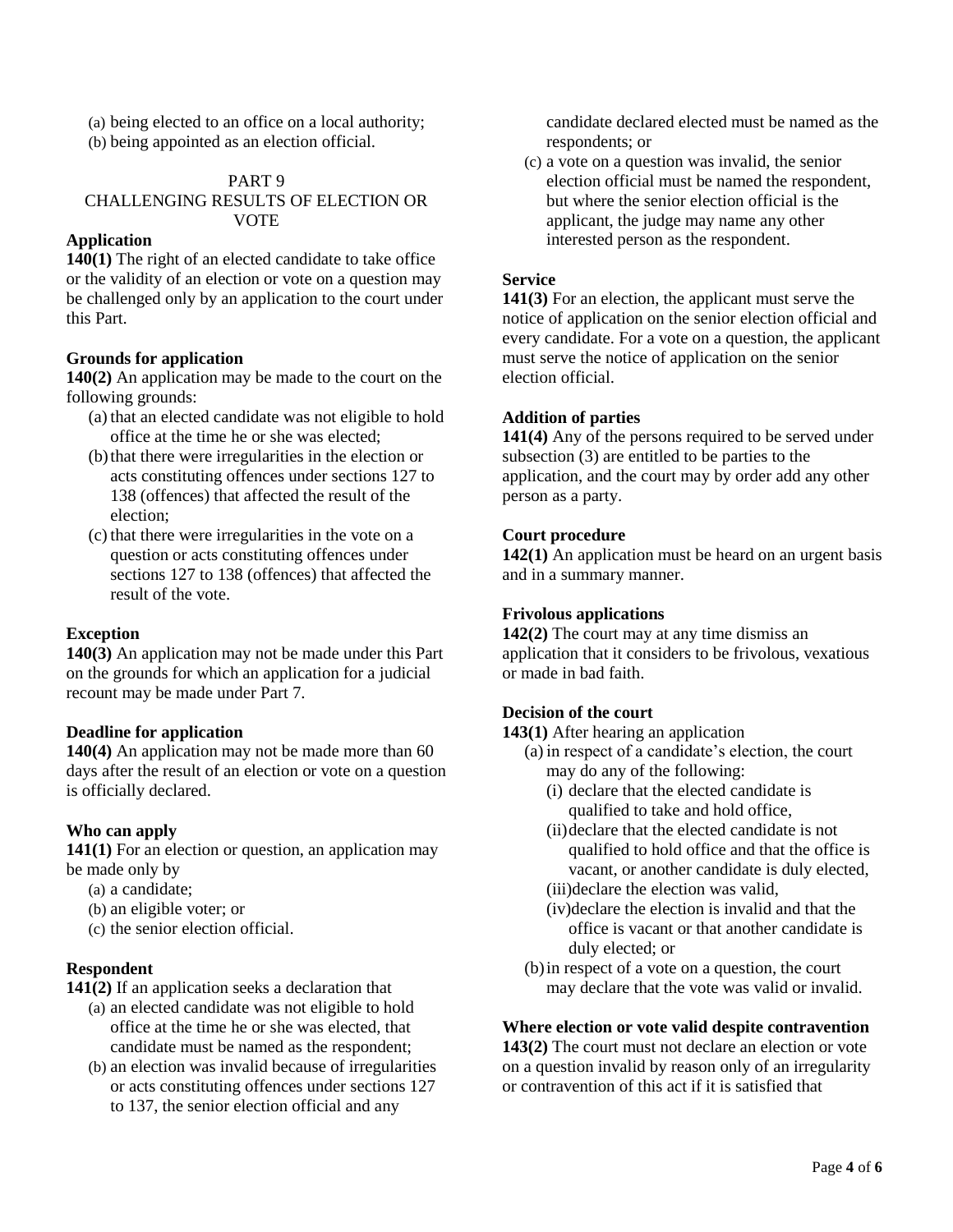(a) being elected to an office on a local authority;
(b) being appointed as an election official.

## PART 9
## CHALLENGING RESULTS OF ELECTION OR VOTE

**Application**
**140(1)** The right of an elected candidate to take office or the validity of an election or vote on a question may be challenged only by an application to the court under this Part.

**Grounds for application**
**140(2)** An application may be made to the court on the following grounds:

(a) that an elected candidate was not eligible to hold office at the time he or she was elected;
(b) that there were irregularities in the election or acts constituting offences under sections 127 to 138 (offences) that affected the result of the election;
(c) that there were irregularities in the vote on a question or acts constituting offences under sections 127 to 138 (offences) that affected the result of the vote.

**Exception**
**140(3)** An application may not be made under this Part on the grounds for which an application for a judicial recount may be made under Part 7.

**Deadline for application**
**140(4)** An application may not be made more than 60 days after the result of an election or vote on a question is officially declared.

**Who can apply**
**141(1)** For an election or question, an application may be made only by

(a) a candidate;
(b) an eligible voter; or
(c) the senior election official.

**Respondent**
**141(2)** If an application seeks a declaration that

(a) an elected candidate was not eligible to hold office at the time he or she was elected, that candidate must be named as the respondent;
(b) an election was invalid because of irregularities or acts constituting offences under sections 127 to 137, the senior election official and any candidate declared elected must be named as the respondents; or
(c) a vote on a question was invalid, the senior election official must be named the respondent, but where the senior election official is the applicant, the judge may name any other interested person as the respondent.

**Service**
**141(3)** For an election, the applicant must serve the notice of application on the senior election official and every candidate. For a vote on a question, the applicant must serve the notice of application on the senior election official.

**Addition of parties**
**141(4)** Any of the persons required to be served under subsection (3) are entitled to be parties to the application, and the court may by order add any other person as a party.

**Court procedure**
**142(1)** An application must be heard on an urgent basis and in a summary manner.

**Frivolous applications**
**142(2)** The court may at any time dismiss an application that it considers to be frivolous, vexatious or made in bad faith.

**Decision of the court**
**143(1)** After hearing an application

(a) in respect of a candidate's election, the court may do any of the following:
   (i) declare that the elected candidate is qualified to take and hold office,
   (ii) declare that the elected candidate is not qualified to hold office and that the office is vacant, or another candidate is duly elected,
   (iii) declare the election was valid,
   (iv) declare the election is invalid and that the office is vacant or that another candidate is duly elected; or
(b) in respect of a vote on a question, the court may declare that the vote was valid or invalid.

**Where election or vote valid despite contravention**
**143(2)** The court must not declare an election or vote on a question invalid by reason only of an irregularity or contravention of this act if it is satisfied that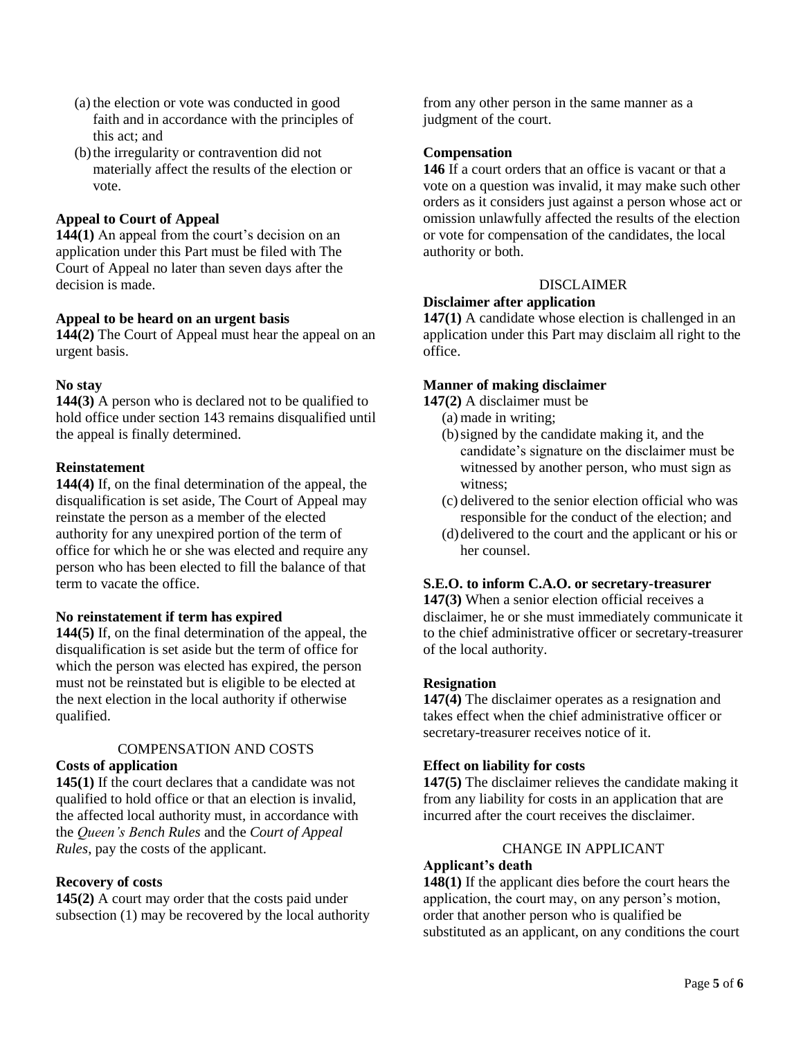(a) the election or vote was conducted in good faith and in accordance with the principles of this act; and

(b) the irregularity or contravention did not materially affect the results of the election or vote.

**Appeal to Court of Appeal**

**144(1)** An appeal from the court's decision on an application under this Part must be filed with The Court of Appeal no later than seven days after the decision is made.

**Appeal to be heard on an urgent basis**

**144(2)** The Court of Appeal must hear the appeal on an urgent basis.

**No stay**

**144(3)** A person who is declared not to be qualified to hold office under section 143 remains disqualified until the appeal is finally determined.

**Reinstatement**

**144(4)** If, on the final determination of the appeal, the disqualification is set aside, The Court of Appeal may reinstate the person as a member of the elected authority for any unexpired portion of the term of office for which he or she was elected and require any person who has been elected to fill the balance of that term to vacate the office.

**No reinstatement if term has expired**

**144(5)** If, on the final determination of the appeal, the disqualification is set aside but the term of office for which the person was elected has expired, the person must not be reinstated but is eligible to be elected at the next election in the local authority if otherwise qualified.

COMPENSATION AND COSTS

**Costs of application**

**145(1)** If the court declares that a candidate was not qualified to hold office or that an election is invalid, the affected local authority must, in accordance with the *Queen's Bench Rules* and the *Court of Appeal Rules*, pay the costs of the applicant.

**Recovery of costs**

**145(2)** A court may order that the costs paid under subsection (1) may be recovered by the local authority from any other person in the same manner as a judgment of the court.

**Compensation**

**146** If a court orders that an office is vacant or that a vote on a question was invalid, it may make such other orders as it considers just against a person whose act or omission unlawfully affected the results of the election or vote for compensation of the candidates, the local authority or both.

DISCLAIMER

**Disclaimer after application**

**147(1)** A candidate whose election is challenged in an application under this Part may disclaim all right to the office.

**Manner of making disclaimer**

**147(2)** A disclaimer must be

(a) made in writing;

(b) signed by the candidate making it, and the candidate's signature on the disclaimer must be witnessed by another person, who must sign as witness;

(c) delivered to the senior election official who was responsible for the conduct of the election; and

(d) delivered to the court and the applicant or his or her counsel.

**S.E.O. to inform C.A.O. or secretary-treasurer**

**147(3)** When a senior election official receives a disclaimer, he or she must immediately communicate it to the chief administrative officer or secretary-treasurer of the local authority.

**Resignation**

**147(4)** The disclaimer operates as a resignation and takes effect when the chief administrative officer or secretary-treasurer receives notice of it.

**Effect on liability for costs**

**147(5)** The disclaimer relieves the candidate making it from any liability for costs in an application that are incurred after the court receives the disclaimer.

CHANGE IN APPLICANT

**Applicant's death**

**148(1)** If the applicant dies before the court hears the application, the court may, on any person's motion, order that another person who is qualified be substituted as an applicant, on any conditions the court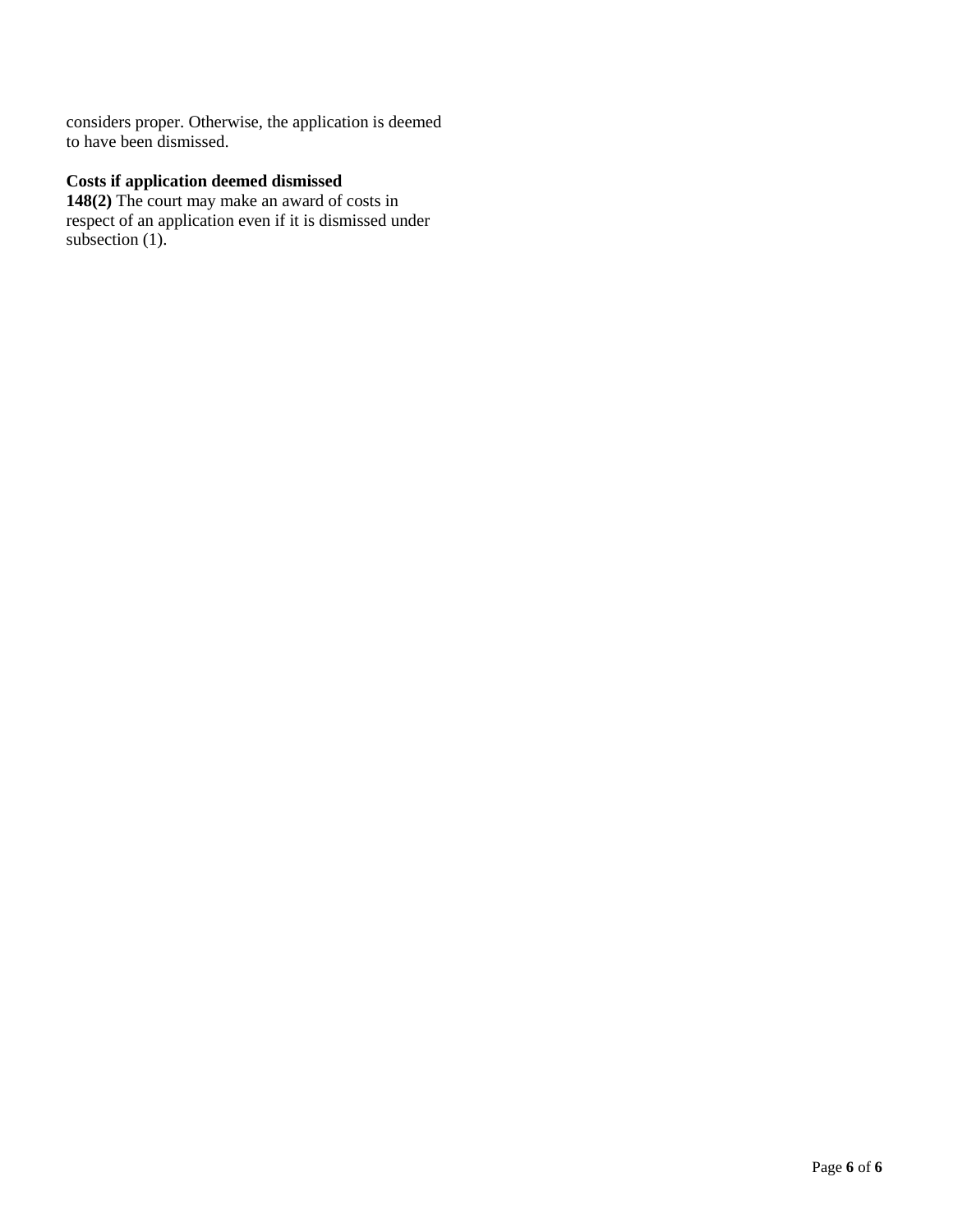considers proper. Otherwise, the application is deemed to have been dismissed.

**Costs if application deemed dismissed**
**148(2)** The court may make an award of costs in respect of an application even if it is dismissed under subsection (1).